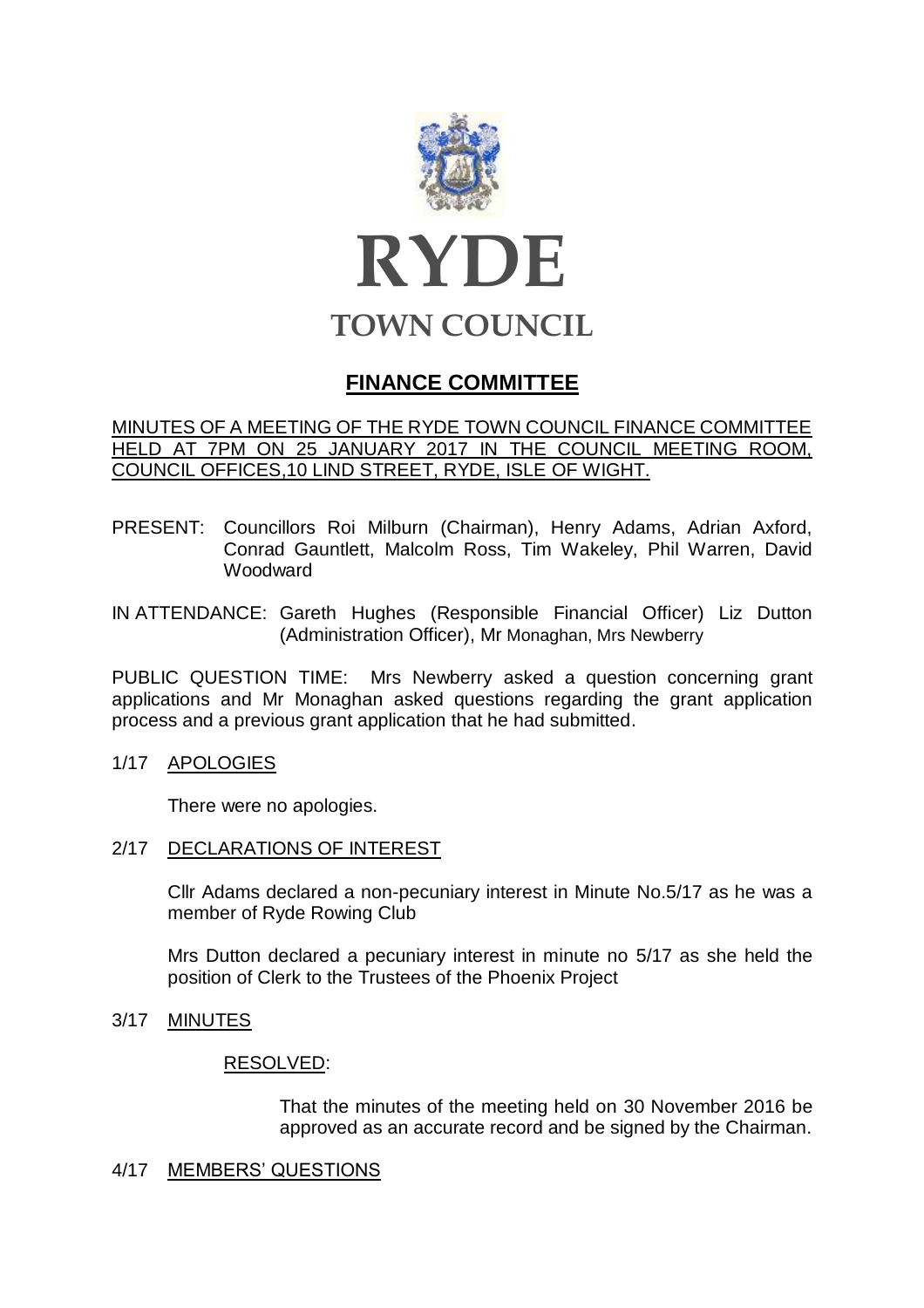# RYDE

## TOWN COUNCIL

## FINANCE COMMITTEE

MINUTES OF A MEETING OF THE RYDE TOWN COUNCIL FINANCE COMMITTEE HELD AT 7PM ON 25 JANUARY 2017 IN THE COUNCIL MEETING ROOM, COUNCIL OFFICES,10 LIND STREET, RYDE, ISLE OF WIGHT.

PRESENT: Councillors Roi Milburn (Chairman), Henry Adams, Adrian Axford, Conrad Gauntlett, Malcolm Ross, Tim Wakeley, Phil Warren, David Woodward

IN ATTENDANCE: Gareth Hughes (Responsible Financial Officer) Liz Dutton (Administration Officer), Mr Monaghan, Mrs Newberry

PUBLIC QUESTION TIME: Mrs Newberry asked a question concerning grant applications and Mr Monaghan asked questions regarding the grant application process and a previous grant application that he had submitted.

1/17 APOLOGIES

There were no apologies.

2/17 DECLARATIONS OF INTEREST

Cllr Adams declared a non-pecuniary interest in Minute No.5/17 as he was a member of Ryde Rowing Club

Mrs Dutton declared a pecuniary interest in minute no 5/17 as she held the position of Clerk to the Trustees of the Phoenix Project

3/17 MINUTES

RESOLVED:

That the minutes of the meeting held on 30 November 2016 be approved as an accurate record and be signed by the Chairman.

4/17 MEMBERS' QUESTIONS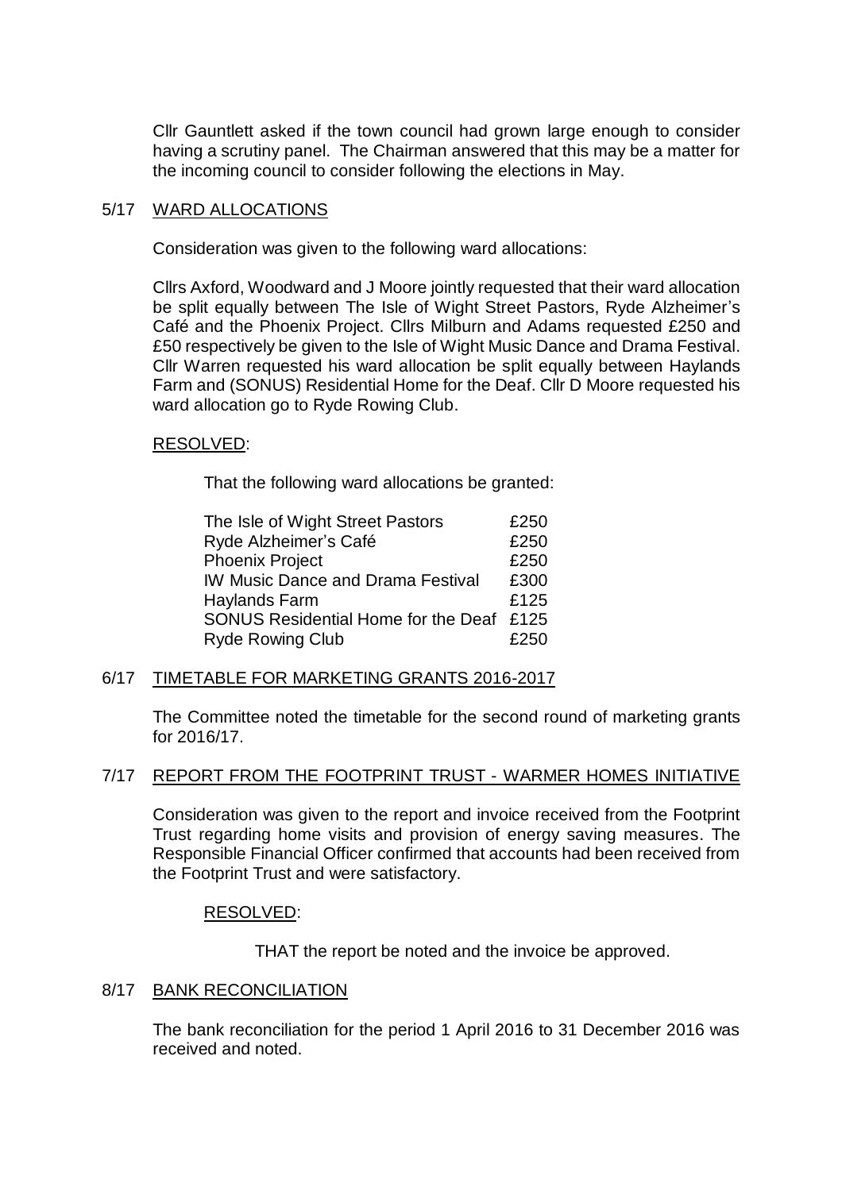Cllr Gauntlett asked if the town council had grown large enough to consider having a scrutiny panel. The Chairman answered that this may be a matter for the incoming council to consider following the elections in May.

## 5/17 WARD ALLOCATIONS

Consideration was given to the following ward allocations:

Cllrs Axford, Woodward and J Moore jointly requested that their ward allocation be split equally between The Isle of Wight Street Pastors, Ryde Alzheimer's Café and the Phoenix Project. Cllrs Milburn and Adams requested £250 and £50 respectively be given to the Isle of Wight Music Dance and Drama Festival. Cllr Warren requested his ward allocation be split equally between Haylands Farm and (SONUS) Residential Home for the Deaf. Cllr D Moore requested his ward allocation go to Ryde Rowing Club.

RESOLVED:

That the following ward allocations be granted:

| | |
|---|---|
| The Isle of Wight Street Pastors | £250 |
| Ryde Alzheimer's Café | £250 |
| Phoenix Project | £250 |
| IW Music Dance and Drama Festival | £300 |
| Haylands Farm | £125 |
| SONUS Residential Home for the Deaf | £125 |
| Ryde Rowing Club | £250 |

## 6/17 TIMETABLE FOR MARKETING GRANTS 2016-2017

The Committee noted the timetable for the second round of marketing grants for 2016/17.

## 7/17 REPORT FROM THE FOOTPRINT TRUST - WARMER HOMES INITIATIVE

Consideration was given to the report and invoice received from the Footprint Trust regarding home visits and provision of energy saving measures. The Responsible Financial Officer confirmed that accounts had been received from the Footprint Trust and were satisfactory.

RESOLVED:

THAT the report be noted and the invoice be approved.

## 8/17 BANK RECONCILIATION

The bank reconciliation for the period 1 April 2016 to 31 December 2016 was received and noted.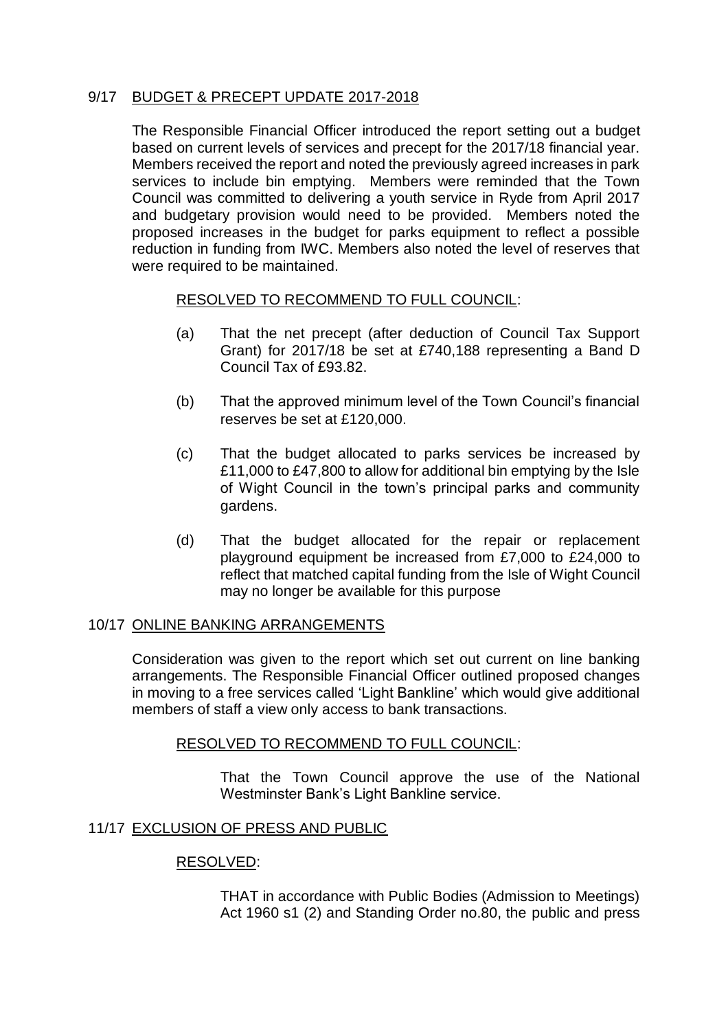## 9/17 BUDGET & PRECEPT UPDATE 2017-2018

The Responsible Financial Officer introduced the report setting out a budget based on current levels of services and precept for the 2017/18 financial year. Members received the report and noted the previously agreed increases in park services to include bin emptying. Members were reminded that the Town Council was committed to delivering a youth service in Ryde from April 2017 and budgetary provision would need to be provided. Members noted the proposed increases in the budget for parks equipment to reflect a possible reduction in funding from IWC. Members also noted the level of reserves that were required to be maintained.

RESOLVED TO RECOMMEND TO FULL COUNCIL:

(a) That the net precept (after deduction of Council Tax Support Grant) for 2017/18 be set at £740,188 representing a Band D Council Tax of £93.82.

(b) That the approved minimum level of the Town Council's financial reserves be set at £120,000.

(c) That the budget allocated to parks services be increased by £11,000 to £47,800 to allow for additional bin emptying by the Isle of Wight Council in the town's principal parks and community gardens.

(d) That the budget allocated for the repair or replacement playground equipment be increased from £7,000 to £24,000 to reflect that matched capital funding from the Isle of Wight Council may no longer be available for this purpose

## 10/17 ONLINE BANKING ARRANGEMENTS

Consideration was given to the report which set out current on line banking arrangements. The Responsible Financial Officer outlined proposed changes in moving to a free services called 'Light Bankline' which would give additional members of staff a view only access to bank transactions.

RESOLVED TO RECOMMEND TO FULL COUNCIL:

That the Town Council approve the use of the National Westminster Bank's Light Bankline service.

## 11/17 EXCLUSION OF PRESS AND PUBLIC

RESOLVED:

THAT in accordance with Public Bodies (Admission to Meetings) Act 1960 s1 (2) and Standing Order no.80, the public and press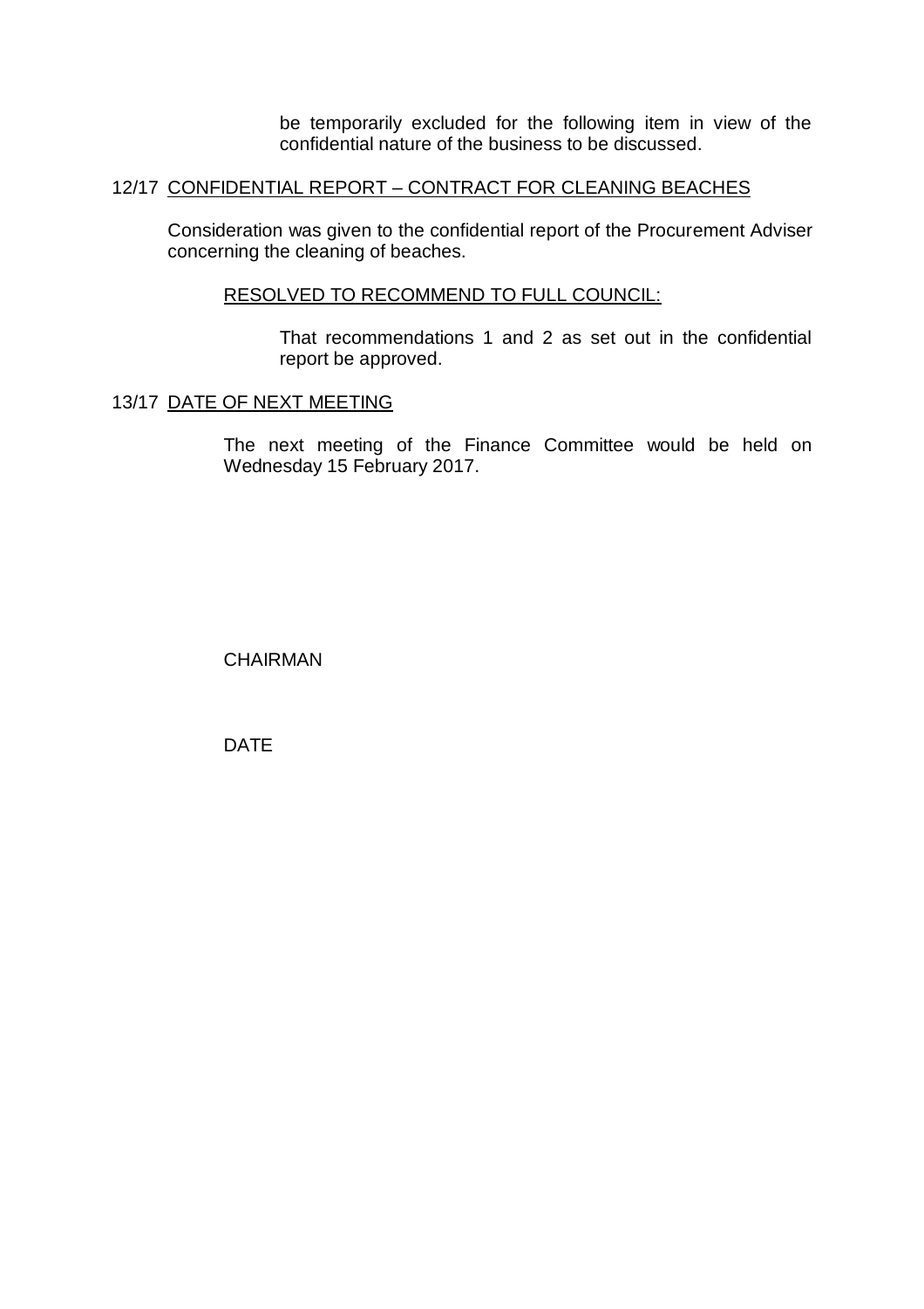be temporarily excluded for the following item in view of the confidential nature of the business to be discussed.

### 12/17 CONFIDENTIAL REPORT – CONTRACT FOR CLEANING BEACHES

Consideration was given to the confidential report of the Procurement Adviser concerning the cleaning of beaches.

RESOLVED TO RECOMMEND TO FULL COUNCIL:

That recommendations 1 and 2 as set out in the confidential report be approved.

### 13/17 DATE OF NEXT MEETING

The next meeting of the Finance Committee would be held on Wednesday 15 February 2017.

CHAIRMAN

DATE